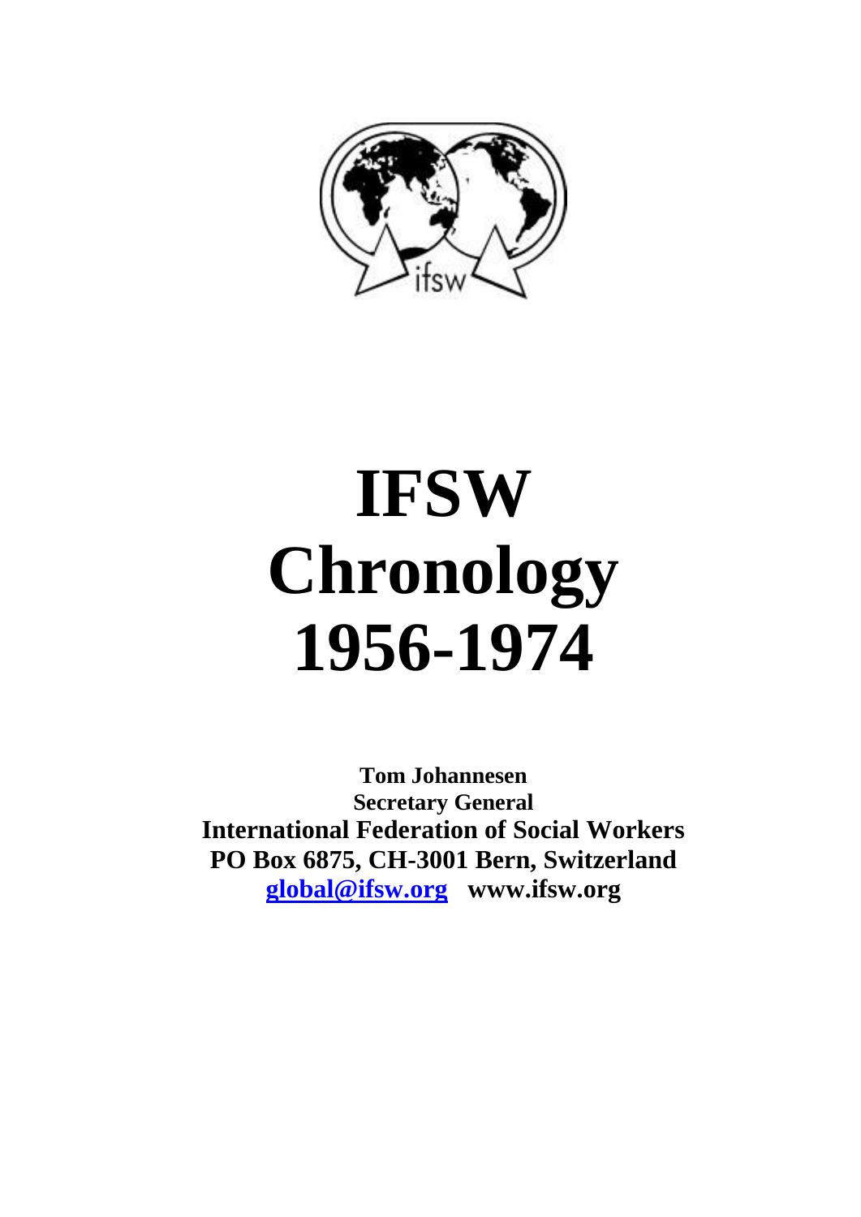# IFSW Chronology 1956-1974

**Tom Johannesen**
**Secretary General**
**International Federation of Social Workers**
**PO Box 6875, CH-3001 Bern, Switzerland**
**global@ifsw.org www.ifsw.org**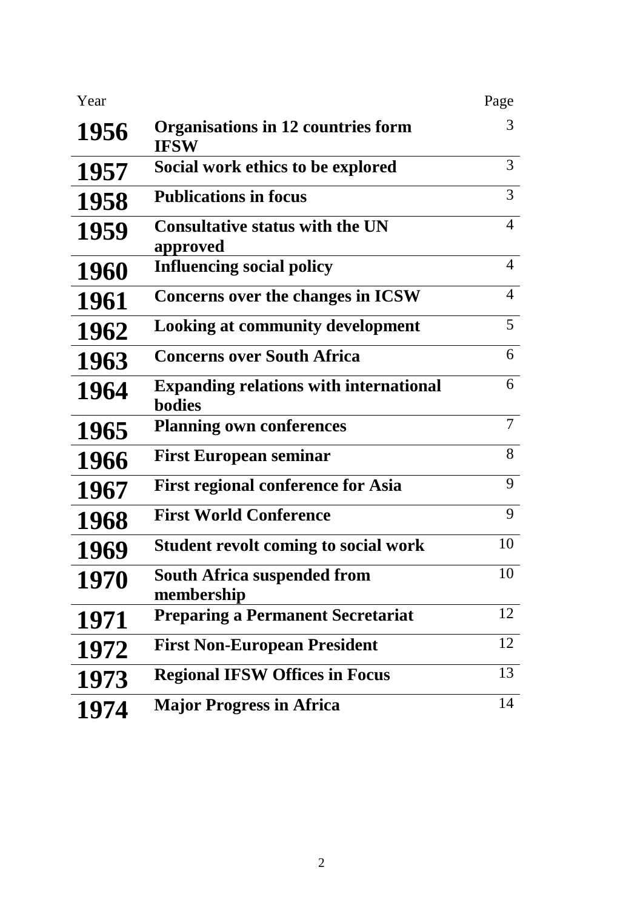| Year | | Page |
|---|---|---|
| **1956** | **Organisations in 12 countries form IFSW** | 3 |
| **1957** | **Social work ethics to be explored** | 3 |
| **1958** | **Publications in focus** | 3 |
| **1959** | **Consultative status with the UN approved** | 4 |
| **1960** | **Influencing social policy** | 4 |
| **1961** | **Concerns over the changes in ICSW** | 4 |
| **1962** | **Looking at community development** | 5 |
| **1963** | **Concerns over South Africa** | 6 |
| **1964** | **Expanding relations with international bodies** | 6 |
| **1965** | **Planning own conferences** | 7 |
| **1966** | **First European seminar** | 8 |
| **1967** | **First regional conference for Asia** | 9 |
| **1968** | **First World Conference** | 9 |
| **1969** | **Student revolt coming to social work** | 10 |
| **1970** | **South Africa suspended from membership** | 10 |
| **1971** | **Preparing a Permanent Secretariat** | 12 |
| **1972** | **First Non-European President** | 12 |
| **1973** | **Regional IFSW Offices in Focus** | 13 |
| **1974** | **Major Progress in Africa** | 14 |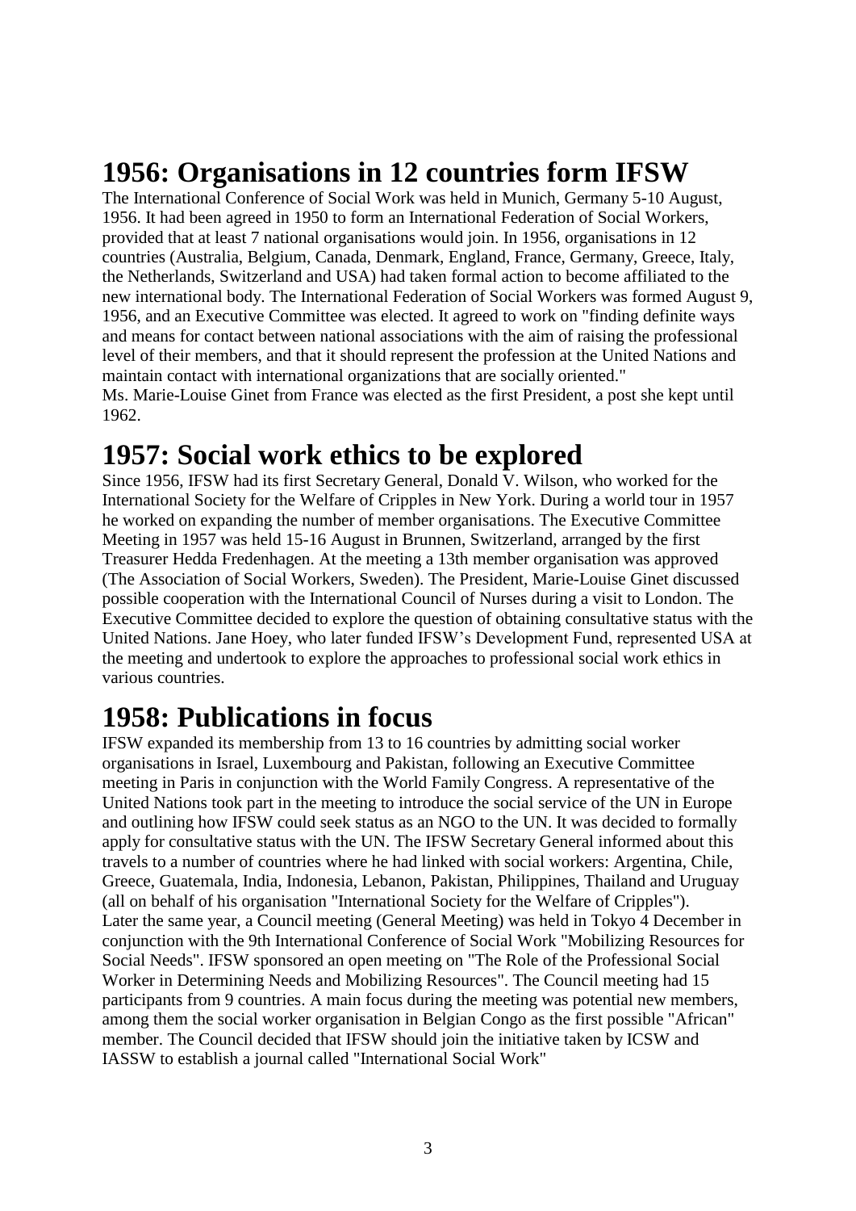# 1956: Organisations in 12 countries form IFSW

The International Conference of Social Work was held in Munich, Germany 5-10 August, 1956. It had been agreed in 1950 to form an International Federation of Social Workers, provided that at least 7 national organisations would join. In 1956, organisations in 12 countries (Australia, Belgium, Canada, Denmark, England, France, Germany, Greece, Italy, the Netherlands, Switzerland and USA) had taken formal action to become affiliated to the new international body. The International Federation of Social Workers was formed August 9, 1956, and an Executive Committee was elected. It agreed to work on "finding definite ways and means for contact between national associations with the aim of raising the professional level of their members, and that it should represent the profession at the United Nations and maintain contact with international organizations that are socially oriented."
Ms. Marie-Louise Ginet from France was elected as the first President, a post she kept until 1962.

# 1957: Social work ethics to be explored

Since 1956, IFSW had its first Secretary General, Donald V. Wilson, who worked for the International Society for the Welfare of Cripples in New York. During a world tour in 1957 he worked on expanding the number of member organisations. The Executive Committee Meeting in 1957 was held 15-16 August in Brunnen, Switzerland, arranged by the first Treasurer Hedda Fredenhagen. At the meeting a 13th member organisation was approved (The Association of Social Workers, Sweden). The President, Marie-Louise Ginet discussed possible cooperation with the International Council of Nurses during a visit to London. The Executive Committee decided to explore the question of obtaining consultative status with the United Nations. Jane Hoey, who later funded IFSW's Development Fund, represented USA at the meeting and undertook to explore the approaches to professional social work ethics in various countries.

# 1958: Publications in focus

IFSW expanded its membership from 13 to 16 countries by admitting social worker organisations in Israel, Luxembourg and Pakistan, following an Executive Committee meeting in Paris in conjunction with the World Family Congress. A representative of the United Nations took part in the meeting to introduce the social service of the UN in Europe and outlining how IFSW could seek status as an NGO to the UN. It was decided to formally apply for consultative status with the UN. The IFSW Secretary General informed about this travels to a number of countries where he had linked with social workers: Argentina, Chile, Greece, Guatemala, India, Indonesia, Lebanon, Pakistan, Philippines, Thailand and Uruguay (all on behalf of his organisation "International Society for the Welfare of Cripples").
Later the same year, a Council meeting (General Meeting) was held in Tokyo 4 December in conjunction with the 9th International Conference of Social Work "Mobilizing Resources for Social Needs". IFSW sponsored an open meeting on "The Role of the Professional Social Worker in Determining Needs and Mobilizing Resources". The Council meeting had 15 participants from 9 countries. A main focus during the meeting was potential new members, among them the social worker organisation in Belgian Congo as the first possible "African" member. The Council decided that IFSW should join the initiative taken by ICSW and IASSW to establish a journal called "International Social Work"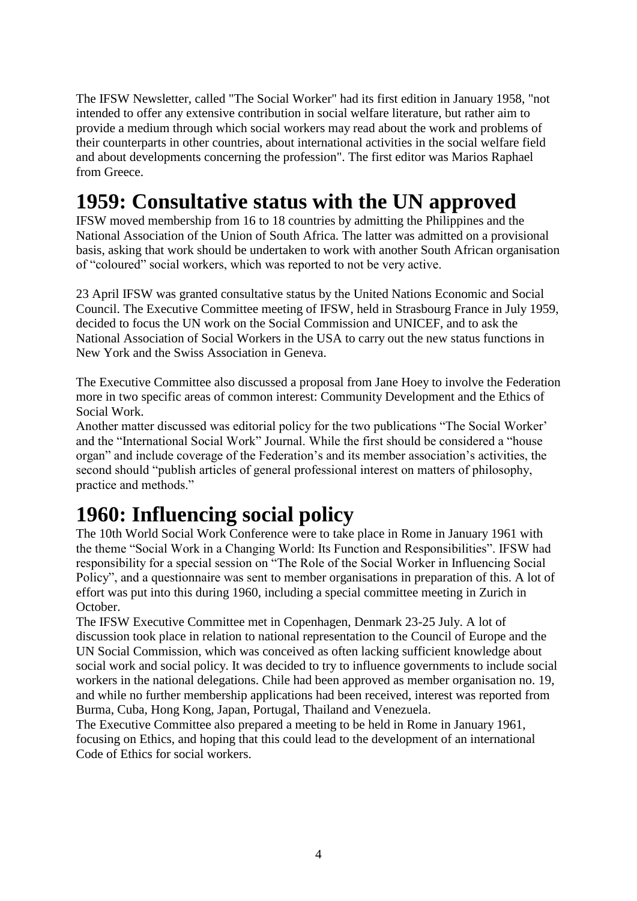The IFSW Newsletter, called "The Social Worker" had its first edition in January 1958, "not intended to offer any extensive contribution in social welfare literature, but rather aim to provide a medium through which social workers may read about the work and problems of their counterparts in other countries, about international activities in the social welfare field and about developments concerning the profession". The first editor was Marios Raphael from Greece.

# 1959: Consultative status with the UN approved

IFSW moved membership from 16 to 18 countries by admitting the Philippines and the National Association of the Union of South Africa. The latter was admitted on a provisional basis, asking that work should be undertaken to work with another South African organisation of "coloured" social workers, which was reported to not be very active.

23 April IFSW was granted consultative status by the United Nations Economic and Social Council. The Executive Committee meeting of IFSW, held in Strasbourg France in July 1959, decided to focus the UN work on the Social Commission and UNICEF, and to ask the National Association of Social Workers in the USA to carry out the new status functions in New York and the Swiss Association in Geneva.

The Executive Committee also discussed a proposal from Jane Hoey to involve the Federation more in two specific areas of common interest: Community Development and the Ethics of Social Work.
Another matter discussed was editorial policy for the two publications "The Social Worker' and the "International Social Work" Journal. While the first should be considered a "house organ" and include coverage of the Federation's and its member association's activities, the second should "publish articles of general professional interest on matters of philosophy, practice and methods."

# 1960: Influencing social policy

The 10th World Social Work Conference were to take place in Rome in January 1961 with the theme "Social Work in a Changing World: Its Function and Responsibilities". IFSW had responsibility for a special session on "The Role of the Social Worker in Influencing Social Policy", and a questionnaire was sent to member organisations in preparation of this. A lot of effort was put into this during 1960, including a special committee meeting in Zurich in October.
The IFSW Executive Committee met in Copenhagen, Denmark 23-25 July. A lot of discussion took place in relation to national representation to the Council of Europe and the UN Social Commission, which was conceived as often lacking sufficient knowledge about social work and social policy. It was decided to try to influence governments to include social workers in the national delegations. Chile had been approved as member organisation no. 19, and while no further membership applications had been received, interest was reported from Burma, Cuba, Hong Kong, Japan, Portugal, Thailand and Venezuela.
The Executive Committee also prepared a meeting to be held in Rome in January 1961, focusing on Ethics, and hoping that this could lead to the development of an international Code of Ethics for social workers.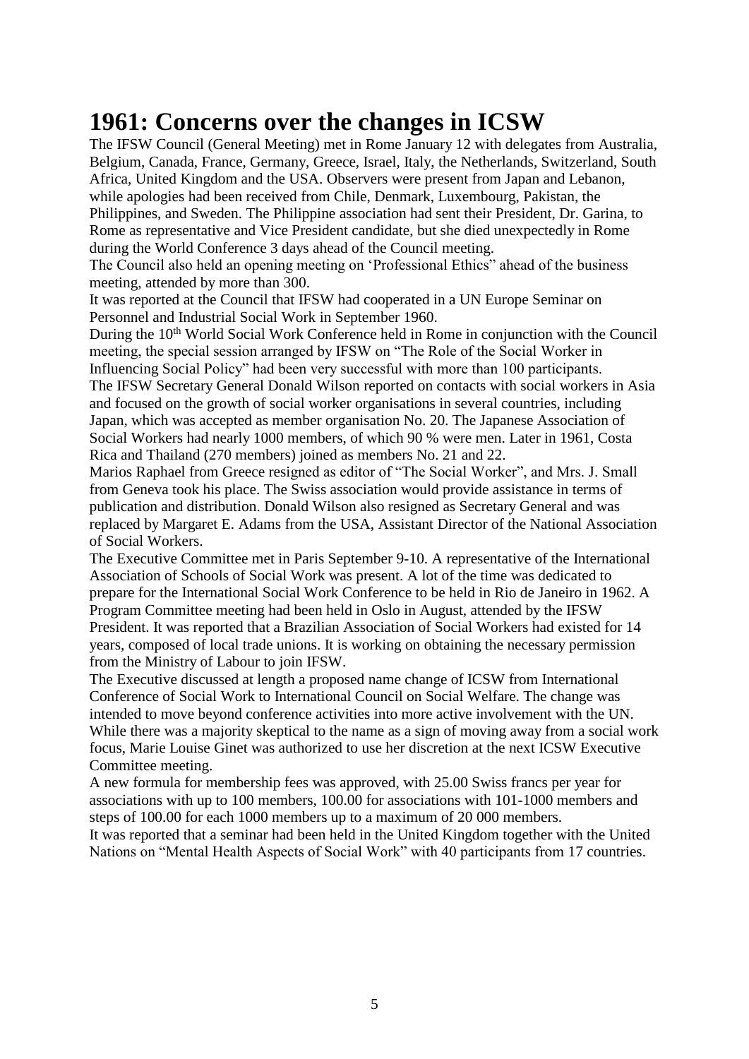# 1961: Concerns over the changes in ICSW

The IFSW Council (General Meeting) met in Rome January 12 with delegates from Australia, Belgium, Canada, France, Germany, Greece, Israel, Italy, the Netherlands, Switzerland, South Africa, United Kingdom and the USA. Observers were present from Japan and Lebanon, while apologies had been received from Chile, Denmark, Luxembourg, Pakistan, the Philippines, and Sweden. The Philippine association had sent their President, Dr. Garina, to Rome as representative and Vice President candidate, but she died unexpectedly in Rome during the World Conference 3 days ahead of the Council meeting.

The Council also held an opening meeting on 'Professional Ethics" ahead of the business meeting, attended by more than 300.

It was reported at the Council that IFSW had cooperated in a UN Europe Seminar on Personnel and Industrial Social Work in September 1960.

During the 10th World Social Work Conference held in Rome in conjunction with the Council meeting, the special session arranged by IFSW on "The Role of the Social Worker in Influencing Social Policy" had been very successful with more than 100 participants.

The IFSW Secretary General Donald Wilson reported on contacts with social workers in Asia and focused on the growth of social worker organisations in several countries, including Japan, which was accepted as member organisation No. 20. The Japanese Association of Social Workers had nearly 1000 members, of which 90 % were men. Later in 1961, Costa Rica and Thailand (270 members) joined as members No. 21 and 22.

Marios Raphael from Greece resigned as editor of "The Social Worker", and Mrs. J. Small from Geneva took his place. The Swiss association would provide assistance in terms of publication and distribution. Donald Wilson also resigned as Secretary General and was replaced by Margaret E. Adams from the USA, Assistant Director of the National Association of Social Workers.

The Executive Committee met in Paris September 9-10. A representative of the International Association of Schools of Social Work was present. A lot of the time was dedicated to prepare for the International Social Work Conference to be held in Rio de Janeiro in 1962. A Program Committee meeting had been held in Oslo in August, attended by the IFSW President. It was reported that a Brazilian Association of Social Workers had existed for 14 years, composed of local trade unions. It is working on obtaining the necessary permission from the Ministry of Labour to join IFSW.

The Executive discussed at length a proposed name change of ICSW from International Conference of Social Work to International Council on Social Welfare. The change was intended to move beyond conference activities into more active involvement with the UN. While there was a majority skeptical to the name as a sign of moving away from a social work focus, Marie Louise Ginet was authorized to use her discretion at the next ICSW Executive Committee meeting.

A new formula for membership fees was approved, with 25.00 Swiss francs per year for associations with up to 100 members, 100.00 for associations with 101-1000 members and steps of 100.00 for each 1000 members up to a maximum of 20 000 members.

It was reported that a seminar had been held in the United Kingdom together with the United Nations on "Mental Health Aspects of Social Work" with 40 participants from 17 countries.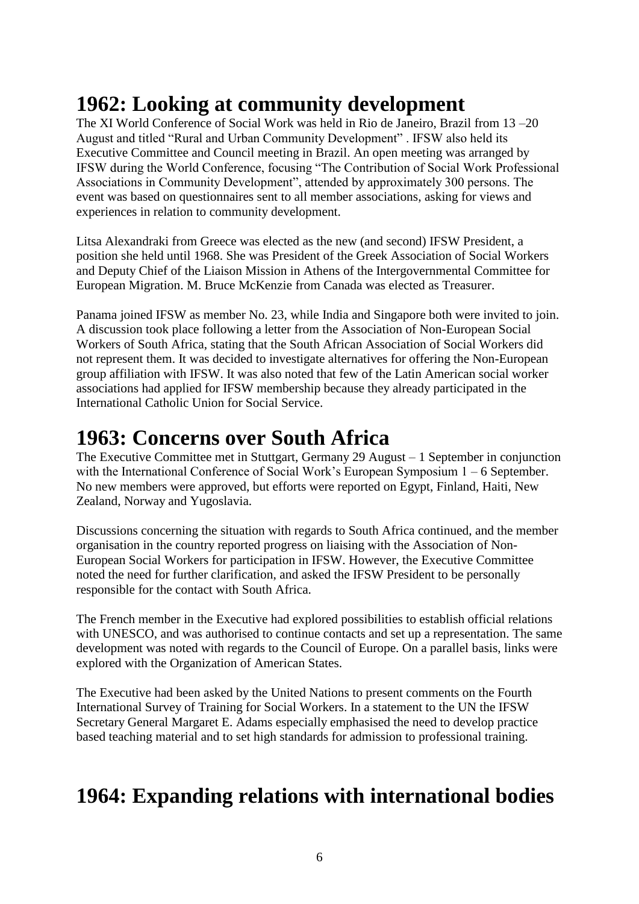## 1962: Looking at community development

The XI World Conference of Social Work was held in Rio de Janeiro, Brazil from 13 –20 August and titled "Rural and Urban Community Development" . IFSW also held its Executive Committee and Council meeting in Brazil. An open meeting was arranged by IFSW during the World Conference, focusing "The Contribution of Social Work Professional Associations in Community Development", attended by approximately 300 persons. The event was based on questionnaires sent to all member associations, asking for views and experiences in relation to community development.

Litsa Alexandraki from Greece was elected as the new (and second) IFSW President, a position she held until 1968. She was President of the Greek Association of Social Workers and Deputy Chief of the Liaison Mission in Athens of the Intergovernmental Committee for European Migration. M. Bruce McKenzie from Canada was elected as Treasurer.

Panama joined IFSW as member No. 23, while India and Singapore both were invited to join. A discussion took place following a letter from the Association of Non-European Social Workers of South Africa, stating that the South African Association of Social Workers did not represent them. It was decided to investigate alternatives for offering the Non-European group affiliation with IFSW. It was also noted that few of the Latin American social worker associations had applied for IFSW membership because they already participated in the International Catholic Union for Social Service.

## 1963: Concerns over South Africa

The Executive Committee met in Stuttgart, Germany 29 August – 1 September in conjunction with the International Conference of Social Work's European Symposium 1 – 6 September. No new members were approved, but efforts were reported on Egypt, Finland, Haiti, New Zealand, Norway and Yugoslavia.

Discussions concerning the situation with regards to South Africa continued, and the member organisation in the country reported progress on liaising with the Association of Non-European Social Workers for participation in IFSW. However, the Executive Committee noted the need for further clarification, and asked the IFSW President to be personally responsible for the contact with South Africa.

The French member in the Executive had explored possibilities to establish official relations with UNESCO, and was authorised to continue contacts and set up a representation. The same development was noted with regards to the Council of Europe. On a parallel basis, links were explored with the Organization of American States.

The Executive had been asked by the United Nations to present comments on the Fourth International Survey of Training for Social Workers. In a statement to the UN the IFSW Secretary General Margaret E. Adams especially emphasised the need to develop practice based teaching material and to set high standards for admission to professional training.

## 1964: Expanding relations with international bodies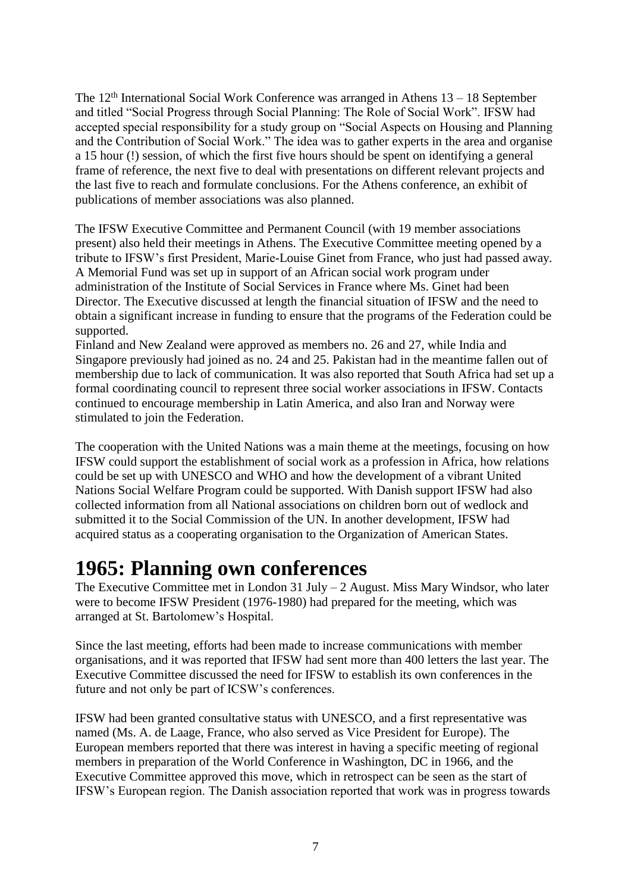The 12th International Social Work Conference was arranged in Athens 13 – 18 September and titled "Social Progress through Social Planning: The Role of Social Work". IFSW had accepted special responsibility for a study group on "Social Aspects on Housing and Planning and the Contribution of Social Work." The idea was to gather experts in the area and organise a 15 hour (!) session, of which the first five hours should be spent on identifying a general frame of reference, the next five to deal with presentations on different relevant projects and the last five to reach and formulate conclusions. For the Athens conference, an exhibit of publications of member associations was also planned.

The IFSW Executive Committee and Permanent Council (with 19 member associations present) also held their meetings in Athens. The Executive Committee meeting opened by a tribute to IFSW's first President, Marie-Louise Ginet from France, who just had passed away. A Memorial Fund was set up in support of an African social work program under administration of the Institute of Social Services in France where Ms. Ginet had been Director. The Executive discussed at length the financial situation of IFSW and the need to obtain a significant increase in funding to ensure that the programs of the Federation could be supported.
Finland and New Zealand were approved as members no. 26 and 27, while India and Singapore previously had joined as no. 24 and 25. Pakistan had in the meantime fallen out of membership due to lack of communication. It was also reported that South Africa had set up a formal coordinating council to represent three social worker associations in IFSW. Contacts continued to encourage membership in Latin America, and also Iran and Norway were stimulated to join the Federation.

The cooperation with the United Nations was a main theme at the meetings, focusing on how IFSW could support the establishment of social work as a profession in Africa, how relations could be set up with UNESCO and WHO and how the development of a vibrant United Nations Social Welfare Program could be supported. With Danish support IFSW had also collected information from all National associations on children born out of wedlock and submitted it to the Social Commission of the UN. In another development, IFSW had acquired status as a cooperating organisation to the Organization of American States.

# 1965: Planning own conferences

The Executive Committee met in London 31 July – 2 August. Miss Mary Windsor, who later were to become IFSW President (1976-1980) had prepared for the meeting, which was arranged at St. Bartolomew's Hospital.

Since the last meeting, efforts had been made to increase communications with member organisations, and it was reported that IFSW had sent more than 400 letters the last year. The Executive Committee discussed the need for IFSW to establish its own conferences in the future and not only be part of ICSW's conferences.

IFSW had been granted consultative status with UNESCO, and a first representative was named (Ms. A. de Laage, France, who also served as Vice President for Europe). The European members reported that there was interest in having a specific meeting of regional members in preparation of the World Conference in Washington, DC in 1966, and the Executive Committee approved this move, which in retrospect can be seen as the start of IFSW's European region. The Danish association reported that work was in progress towards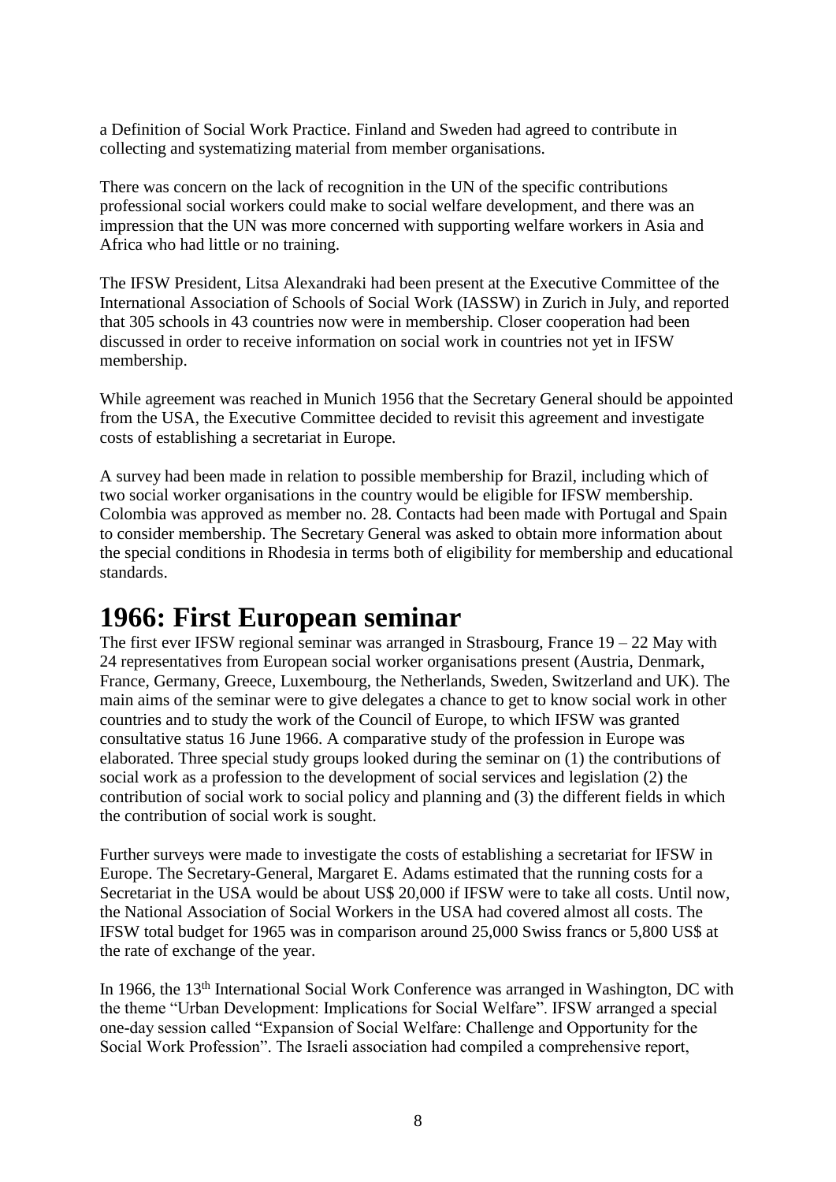a Definition of Social Work Practice. Finland and Sweden had agreed to contribute in collecting and systematizing material from member organisations.

There was concern on the lack of recognition in the UN of the specific contributions professional social workers could make to social welfare development, and there was an impression that the UN was more concerned with supporting welfare workers in Asia and Africa who had little or no training.

The IFSW President, Litsa Alexandraki had been present at the Executive Committee of the International Association of Schools of Social Work (IASSW) in Zurich in July, and reported that 305 schools in 43 countries now were in membership. Closer cooperation had been discussed in order to receive information on social work in countries not yet in IFSW membership.

While agreement was reached in Munich 1956 that the Secretary General should be appointed from the USA, the Executive Committee decided to revisit this agreement and investigate costs of establishing a secretariat in Europe.

A survey had been made in relation to possible membership for Brazil, including which of two social worker organisations in the country would be eligible for IFSW membership. Colombia was approved as member no. 28. Contacts had been made with Portugal and Spain to consider membership. The Secretary General was asked to obtain more information about the special conditions in Rhodesia in terms both of eligibility for membership and educational standards.

# 1966: First European seminar

The first ever IFSW regional seminar was arranged in Strasbourg, France 19 – 22 May with 24 representatives from European social worker organisations present (Austria, Denmark, France, Germany, Greece, Luxembourg, the Netherlands, Sweden, Switzerland and UK). The main aims of the seminar were to give delegates a chance to get to know social work in other countries and to study the work of the Council of Europe, to which IFSW was granted consultative status 16 June 1966. A comparative study of the profession in Europe was elaborated. Three special study groups looked during the seminar on (1) the contributions of social work as a profession to the development of social services and legislation (2) the contribution of social work to social policy and planning and (3) the different fields in which the contribution of social work is sought.

Further surveys were made to investigate the costs of establishing a secretariat for IFSW in Europe. The Secretary-General, Margaret E. Adams estimated that the running costs for a Secretariat in the USA would be about US$ 20,000 if IFSW were to take all costs. Until now, the National Association of Social Workers in the USA had covered almost all costs. The IFSW total budget for 1965 was in comparison around 25,000 Swiss francs or 5,800 US$ at the rate of exchange of the year.

In 1966, the 13th International Social Work Conference was arranged in Washington, DC with the theme "Urban Development: Implications for Social Welfare". IFSW arranged a special one-day session called "Expansion of Social Welfare: Challenge and Opportunity for the Social Work Profession". The Israeli association had compiled a comprehensive report,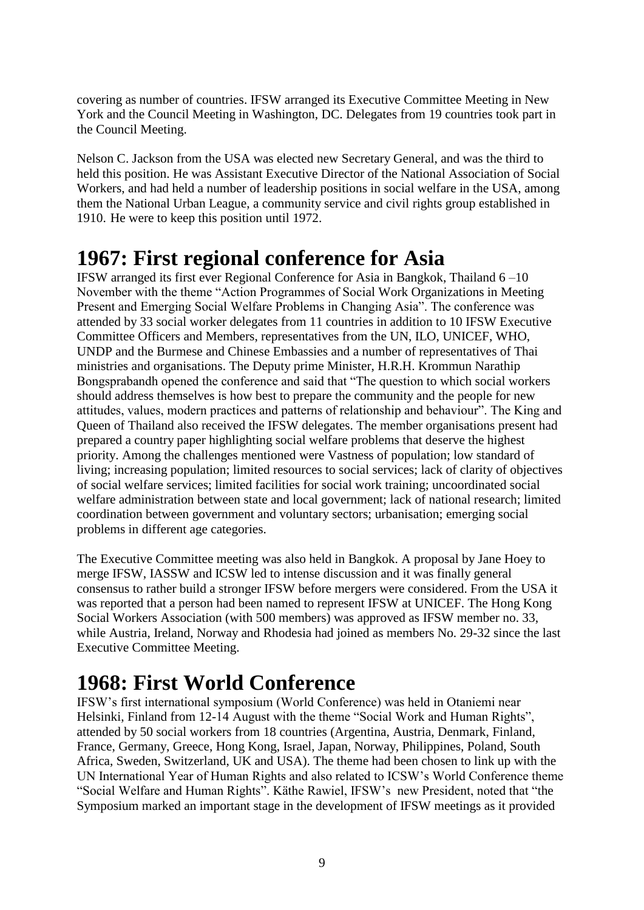covering as number of countries. IFSW arranged its Executive Committee Meeting in New York and the Council Meeting in Washington, DC. Delegates from 19 countries took part in the Council Meeting.

Nelson C. Jackson from the USA was elected new Secretary General, and was the third to held this position. He was Assistant Executive Director of the National Association of Social Workers, and had held a number of leadership positions in social welfare in the USA, among them the National Urban League, a community service and civil rights group established in 1910. He were to keep this position until 1972.

# 1967: First regional conference for Asia

IFSW arranged its first ever Regional Conference for Asia in Bangkok, Thailand 6 –10 November with the theme "Action Programmes of Social Work Organizations in Meeting Present and Emerging Social Welfare Problems in Changing Asia". The conference was attended by 33 social worker delegates from 11 countries in addition to 10 IFSW Executive Committee Officers and Members, representatives from the UN, ILO, UNICEF, WHO, UNDP and the Burmese and Chinese Embassies and a number of representatives of Thai ministries and organisations. The Deputy prime Minister, H.R.H. Krommun Narathip Bongsprabandh opened the conference and said that "The question to which social workers should address themselves is how best to prepare the community and the people for new attitudes, values, modern practices and patterns of relationship and behaviour". The King and Queen of Thailand also received the IFSW delegates. The member organisations present had prepared a country paper highlighting social welfare problems that deserve the highest priority. Among the challenges mentioned were Vastness of population; low standard of living; increasing population; limited resources to social services; lack of clarity of objectives of social welfare services; limited facilities for social work training; uncoordinated social welfare administration between state and local government; lack of national research; limited coordination between government and voluntary sectors; urbanisation; emerging social problems in different age categories.

The Executive Committee meeting was also held in Bangkok. A proposal by Jane Hoey to merge IFSW, IASSW and ICSW led to intense discussion and it was finally general consensus to rather build a stronger IFSW before mergers were considered. From the USA it was reported that a person had been named to represent IFSW at UNICEF. The Hong Kong Social Workers Association (with 500 members) was approved as IFSW member no. 33, while Austria, Ireland, Norway and Rhodesia had joined as members No. 29-32 since the last Executive Committee Meeting.

# 1968: First World Conference

IFSW's first international symposium (World Conference) was held in Otaniemi near Helsinki, Finland from 12-14 August with the theme "Social Work and Human Rights", attended by 50 social workers from 18 countries (Argentina, Austria, Denmark, Finland, France, Germany, Greece, Hong Kong, Israel, Japan, Norway, Philippines, Poland, South Africa, Sweden, Switzerland, UK and USA). The theme had been chosen to link up with the UN International Year of Human Rights and also related to ICSW's World Conference theme "Social Welfare and Human Rights". Käthe Rawiel, IFSW's new President, noted that "the Symposium marked an important stage in the development of IFSW meetings as it provided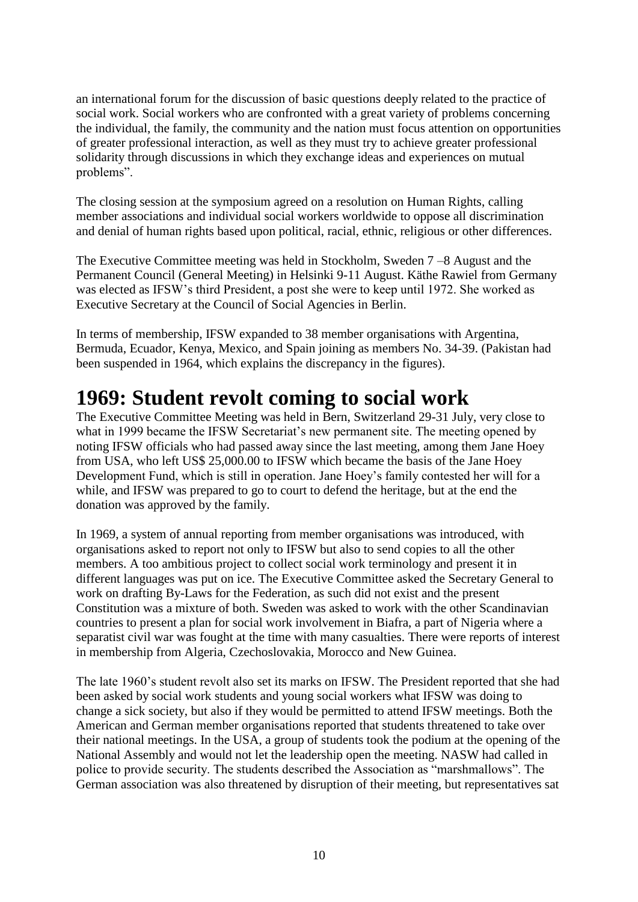an international forum for the discussion of basic questions deeply related to the practice of social work. Social workers who are confronted with a great variety of problems concerning the individual, the family, the community and the nation must focus attention on opportunities of greater professional interaction, as well as they must try to achieve greater professional solidarity through discussions in which they exchange ideas and experiences on mutual problems".

The closing session at the symposium agreed on a resolution on Human Rights, calling member associations and individual social workers worldwide to oppose all discrimination and denial of human rights based upon political, racial, ethnic, religious or other differences.

The Executive Committee meeting was held in Stockholm, Sweden 7 –8 August and the Permanent Council (General Meeting) in Helsinki 9-11 August. Käthe Rawiel from Germany was elected as IFSW's third President, a post she were to keep until 1972. She worked as Executive Secretary at the Council of Social Agencies in Berlin.

In terms of membership, IFSW expanded to 38 member organisations with Argentina, Bermuda, Ecuador, Kenya, Mexico, and Spain joining as members No. 34-39. (Pakistan had been suspended in 1964, which explains the discrepancy in the figures).

# 1969: Student revolt coming to social work

The Executive Committee Meeting was held in Bern, Switzerland 29-31 July, very close to what in 1999 became the IFSW Secretariat's new permanent site. The meeting opened by noting IFSW officials who had passed away since the last meeting, among them Jane Hoey from USA, who left US$ 25,000.00 to IFSW which became the basis of the Jane Hoey Development Fund, which is still in operation. Jane Hoey's family contested her will for a while, and IFSW was prepared to go to court to defend the heritage, but at the end the donation was approved by the family.

In 1969, a system of annual reporting from member organisations was introduced, with organisations asked to report not only to IFSW but also to send copies to all the other members. A too ambitious project to collect social work terminology and present it in different languages was put on ice. The Executive Committee asked the Secretary General to work on drafting By-Laws for the Federation, as such did not exist and the present Constitution was a mixture of both. Sweden was asked to work with the other Scandinavian countries to present a plan for social work involvement in Biafra, a part of Nigeria where a separatist civil war was fought at the time with many casualties. There were reports of interest in membership from Algeria, Czechoslovakia, Morocco and New Guinea.

The late 1960's student revolt also set its marks on IFSW. The President reported that she had been asked by social work students and young social workers what IFSW was doing to change a sick society, but also if they would be permitted to attend IFSW meetings. Both the American and German member organisations reported that students threatened to take over their national meetings. In the USA, a group of students took the podium at the opening of the National Assembly and would not let the leadership open the meeting. NASW had called in police to provide security. The students described the Association as "marshmallows". The German association was also threatened by disruption of their meeting, but representatives sat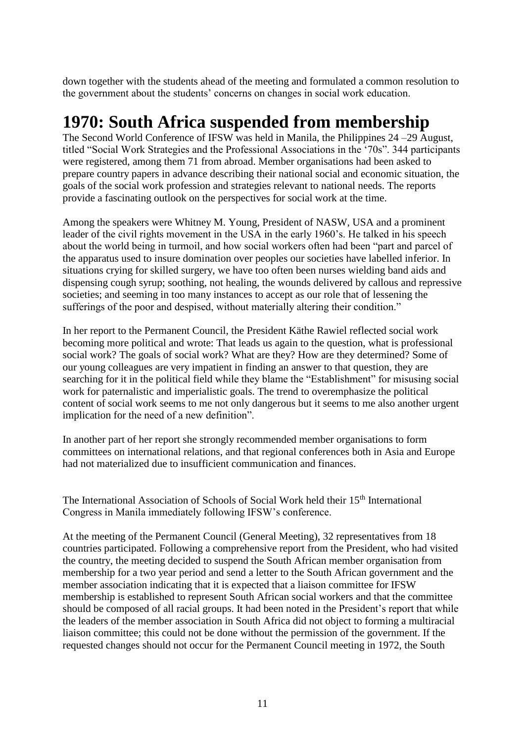down together with the students ahead of the meeting and formulated a common resolution to the government about the students' concerns on changes in social work education.

# 1970: South Africa suspended from membership

The Second World Conference of IFSW was held in Manila, the Philippines 24 –29 August, titled "Social Work Strategies and the Professional Associations in the '70s". 344 participants were registered, among them 71 from abroad. Member organisations had been asked to prepare country papers in advance describing their national social and economic situation, the goals of the social work profession and strategies relevant to national needs. The reports provide a fascinating outlook on the perspectives for social work at the time.

Among the speakers were Whitney M. Young, President of NASW, USA and a prominent leader of the civil rights movement in the USA in the early 1960's. He talked in his speech about the world being in turmoil, and how social workers often had been "part and parcel of the apparatus used to insure domination over peoples our societies have labelled inferior. In situations crying for skilled surgery, we have too often been nurses wielding band aids and dispensing cough syrup; soothing, not healing, the wounds delivered by callous and repressive societies; and seeming in too many instances to accept as our role that of lessening the sufferings of the poor and despised, without materially altering their condition."

In her report to the Permanent Council, the President Käthe Rawiel reflected social work becoming more political and wrote: That leads us again to the question, what is professional social work? The goals of social work? What are they? How are they determined? Some of our young colleagues are very impatient in finding an answer to that question, they are searching for it in the political field while they blame the "Establishment" for misusing social work for paternalistic and imperialistic goals. The trend to overemphasize the political content of social work seems to me not only dangerous but it seems to me also another urgent implication for the need of a new definition".

In another part of her report she strongly recommended member organisations to form committees on international relations, and that regional conferences both in Asia and Europe had not materialized due to insufficient communication and finances.

The International Association of Schools of Social Work held their 15th International Congress in Manila immediately following IFSW's conference.

At the meeting of the Permanent Council (General Meeting), 32 representatives from 18 countries participated. Following a comprehensive report from the President, who had visited the country, the meeting decided to suspend the South African member organisation from membership for a two year period and send a letter to the South African government and the member association indicating that it is expected that a liaison committee for IFSW membership is established to represent South African social workers and that the committee should be composed of all racial groups. It had been noted in the President's report that while the leaders of the member association in South Africa did not object to forming a multiracial liaison committee; this could not be done without the permission of the government. If the requested changes should not occur for the Permanent Council meeting in 1972, the South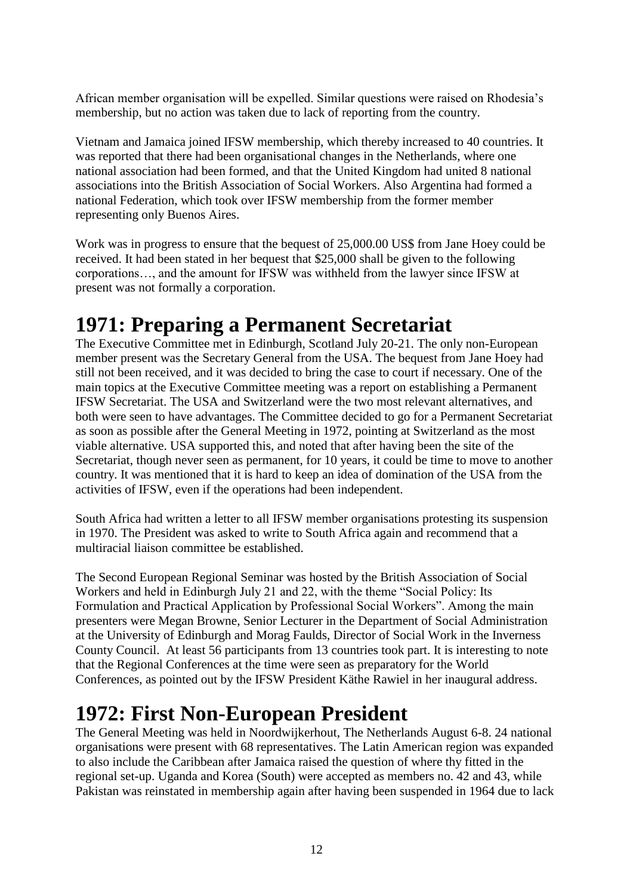African member organisation will be expelled. Similar questions were raised on Rhodesia's membership, but no action was taken due to lack of reporting from the country.

Vietnam and Jamaica joined IFSW membership, which thereby increased to 40 countries. It was reported that there had been organisational changes in the Netherlands, where one national association had been formed, and that the United Kingdom had united 8 national associations into the British Association of Social Workers. Also Argentina had formed a national Federation, which took over IFSW membership from the former member representing only Buenos Aires.

Work was in progress to ensure that the bequest of 25,000.00 US$ from Jane Hoey could be received. It had been stated in her bequest that $25,000 shall be given to the following corporations…, and the amount for IFSW was withheld from the lawyer since IFSW at present was not formally a corporation.

# 1971: Preparing a Permanent Secretariat

The Executive Committee met in Edinburgh, Scotland July 20-21. The only non-European member present was the Secretary General from the USA. The bequest from Jane Hoey had still not been received, and it was decided to bring the case to court if necessary. One of the main topics at the Executive Committee meeting was a report on establishing a Permanent IFSW Secretariat. The USA and Switzerland were the two most relevant alternatives, and both were seen to have advantages. The Committee decided to go for a Permanent Secretariat as soon as possible after the General Meeting in 1972, pointing at Switzerland as the most viable alternative. USA supported this, and noted that after having been the site of the Secretariat, though never seen as permanent, for 10 years, it could be time to move to another country. It was mentioned that it is hard to keep an idea of domination of the USA from the activities of IFSW, even if the operations had been independent.

South Africa had written a letter to all IFSW member organisations protesting its suspension in 1970. The President was asked to write to South Africa again and recommend that a multiracial liaison committee be established.

The Second European Regional Seminar was hosted by the British Association of Social Workers and held in Edinburgh July 21 and 22, with the theme "Social Policy: Its Formulation and Practical Application by Professional Social Workers". Among the main presenters were Megan Browne, Senior Lecturer in the Department of Social Administration at the University of Edinburgh and Morag Faulds, Director of Social Work in the Inverness County Council. At least 56 participants from 13 countries took part. It is interesting to note that the Regional Conferences at the time were seen as preparatory for the World Conferences, as pointed out by the IFSW President Käthe Rawiel in her inaugural address.

# 1972: First Non-European President

The General Meeting was held in Noordwijkerhout, The Netherlands August 6-8. 24 national organisations were present with 68 representatives. The Latin American region was expanded to also include the Caribbean after Jamaica raised the question of where thy fitted in the regional set-up. Uganda and Korea (South) were accepted as members no. 42 and 43, while Pakistan was reinstated in membership again after having been suspended in 1964 due to lack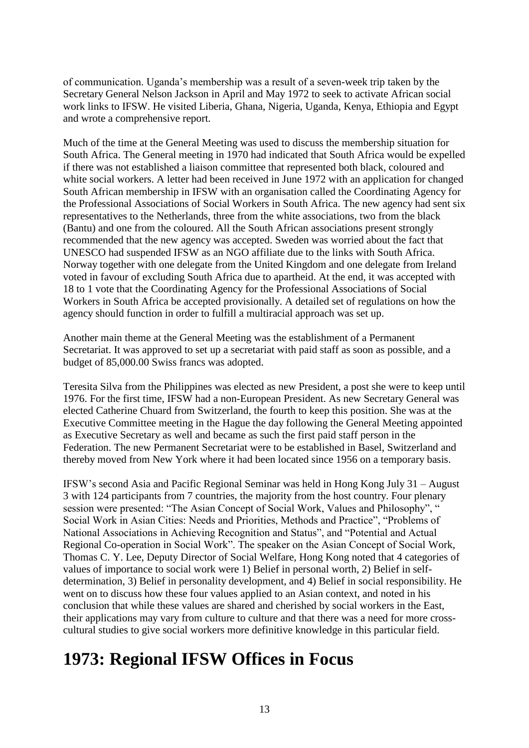of communication. Uganda's membership was a result of a seven-week trip taken by the Secretary General Nelson Jackson in April and May 1972 to seek to activate African social work links to IFSW. He visited Liberia, Ghana, Nigeria, Uganda, Kenya, Ethiopia and Egypt and wrote a comprehensive report.

Much of the time at the General Meeting was used to discuss the membership situation for South Africa. The General meeting in 1970 had indicated that South Africa would be expelled if there was not established a liaison committee that represented both black, coloured and white social workers. A letter had been received in June 1972 with an application for changed South African membership in IFSW with an organisation called the Coordinating Agency for the Professional Associations of Social Workers in South Africa. The new agency had sent six representatives to the Netherlands, three from the white associations, two from the black (Bantu) and one from the coloured. All the South African associations present strongly recommended that the new agency was accepted. Sweden was worried about the fact that UNESCO had suspended IFSW as an NGO affiliate due to the links with South Africa. Norway together with one delegate from the United Kingdom and one delegate from Ireland voted in favour of excluding South Africa due to apartheid. At the end, it was accepted with 18 to 1 vote that the Coordinating Agency for the Professional Associations of Social Workers in South Africa be accepted provisionally. A detailed set of regulations on how the agency should function in order to fulfill a multiracial approach was set up.

Another main theme at the General Meeting was the establishment of a Permanent Secretariat. It was approved to set up a secretariat with paid staff as soon as possible, and a budget of 85,000.00 Swiss francs was adopted.

Teresita Silva from the Philippines was elected as new President, a post she were to keep until 1976. For the first time, IFSW had a non-European President. As new Secretary General was elected Catherine Chuard from Switzerland, the fourth to keep this position. She was at the Executive Committee meeting in the Hague the day following the General Meeting appointed as Executive Secretary as well and became as such the first paid staff person in the Federation. The new Permanent Secretariat were to be established in Basel, Switzerland and thereby moved from New York where it had been located since 1956 on a temporary basis.

IFSW's second Asia and Pacific Regional Seminar was held in Hong Kong July 31 – August 3 with 124 participants from 7 countries, the majority from the host country. Four plenary session were presented: "The Asian Concept of Social Work, Values and Philosophy", " Social Work in Asian Cities: Needs and Priorities, Methods and Practice", "Problems of National Associations in Achieving Recognition and Status", and "Potential and Actual Regional Co-operation in Social Work". The speaker on the Asian Concept of Social Work, Thomas C. Y. Lee, Deputy Director of Social Welfare, Hong Kong noted that 4 categories of values of importance to social work were 1) Belief in personal worth, 2) Belief in self-determination, 3) Belief in personality development, and 4) Belief in social responsibility. He went on to discuss how these four values applied to an Asian context, and noted in his conclusion that while these values are shared and cherished by social workers in the East, their applications may vary from culture to culture and that there was a need for more cross-cultural studies to give social workers more definitive knowledge in this particular field.

# 1973: Regional IFSW Offices in Focus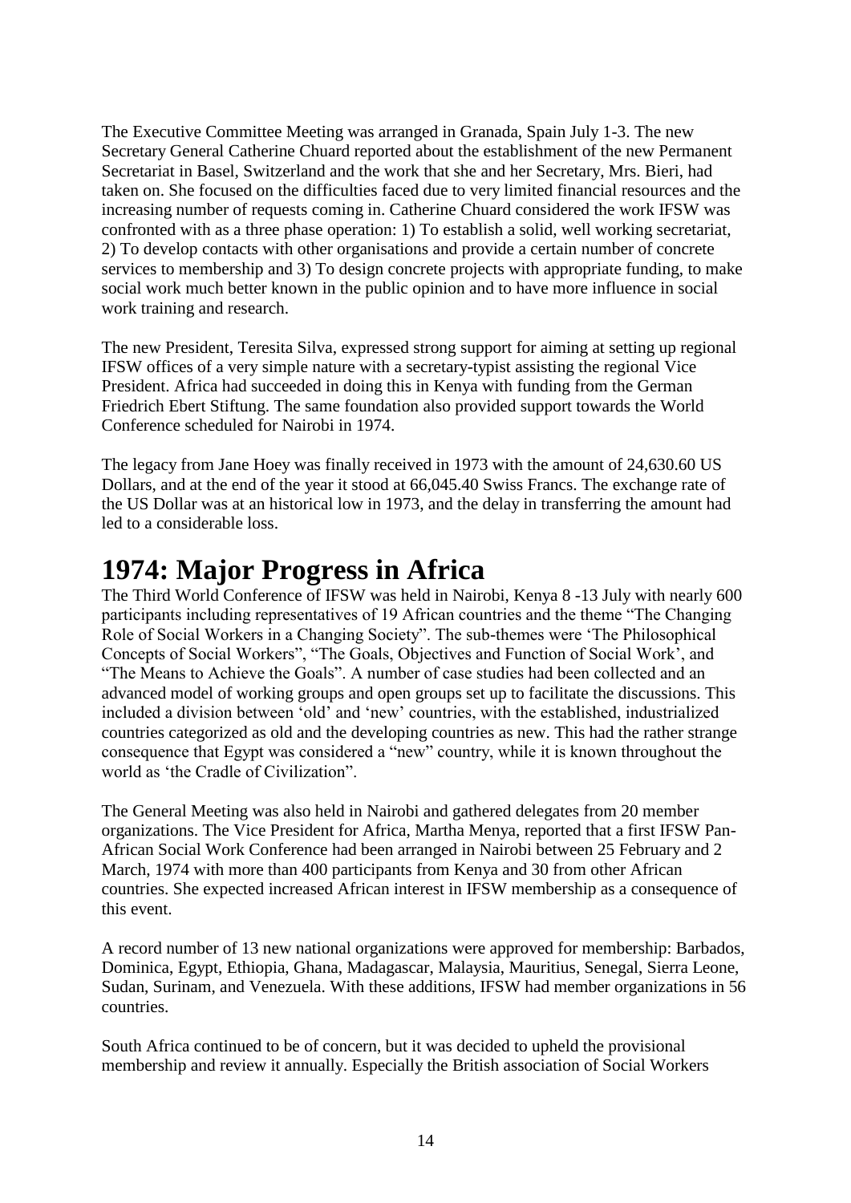The Executive Committee Meeting was arranged in Granada, Spain July 1-3. The new Secretary General Catherine Chuard reported about the establishment of the new Permanent Secretariat in Basel, Switzerland and the work that she and her Secretary, Mrs. Bieri, had taken on. She focused on the difficulties faced due to very limited financial resources and the increasing number of requests coming in. Catherine Chuard considered the work IFSW was confronted with as a three phase operation: 1) To establish a solid, well working secretariat, 2) To develop contacts with other organisations and provide a certain number of concrete services to membership and 3) To design concrete projects with appropriate funding, to make social work much better known in the public opinion and to have more influence in social work training and research.

The new President, Teresita Silva, expressed strong support for aiming at setting up regional IFSW offices of a very simple nature with a secretary-typist assisting the regional Vice President. Africa had succeeded in doing this in Kenya with funding from the German Friedrich Ebert Stiftung. The same foundation also provided support towards the World Conference scheduled for Nairobi in 1974.

The legacy from Jane Hoey was finally received in 1973 with the amount of 24,630.60 US Dollars, and at the end of the year it stood at 66,045.40 Swiss Francs. The exchange rate of the US Dollar was at an historical low in 1973, and the delay in transferring the amount had led to a considerable loss.

# 1974: Major Progress in Africa

The Third World Conference of IFSW was held in Nairobi, Kenya 8 -13 July with nearly 600 participants including representatives of 19 African countries and the theme "The Changing Role of Social Workers in a Changing Society". The sub-themes were 'The Philosophical Concepts of Social Workers", "The Goals, Objectives and Function of Social Work', and "The Means to Achieve the Goals". A number of case studies had been collected and an advanced model of working groups and open groups set up to facilitate the discussions. This included a division between 'old' and 'new' countries, with the established, industrialized countries categorized as old and the developing countries as new. This had the rather strange consequence that Egypt was considered a "new" country, while it is known throughout the world as 'the Cradle of Civilization".

The General Meeting was also held in Nairobi and gathered delegates from 20 member organizations. The Vice President for Africa, Martha Menya, reported that a first IFSW Pan-African Social Work Conference had been arranged in Nairobi between 25 February and 2 March, 1974 with more than 400 participants from Kenya and 30 from other African countries. She expected increased African interest in IFSW membership as a consequence of this event.

A record number of 13 new national organizations were approved for membership: Barbados, Dominica, Egypt, Ethiopia, Ghana, Madagascar, Malaysia, Mauritius, Senegal, Sierra Leone, Sudan, Surinam, and Venezuela. With these additions, IFSW had member organizations in 56 countries.

South Africa continued to be of concern, but it was decided to upheld the provisional membership and review it annually. Especially the British association of Social Workers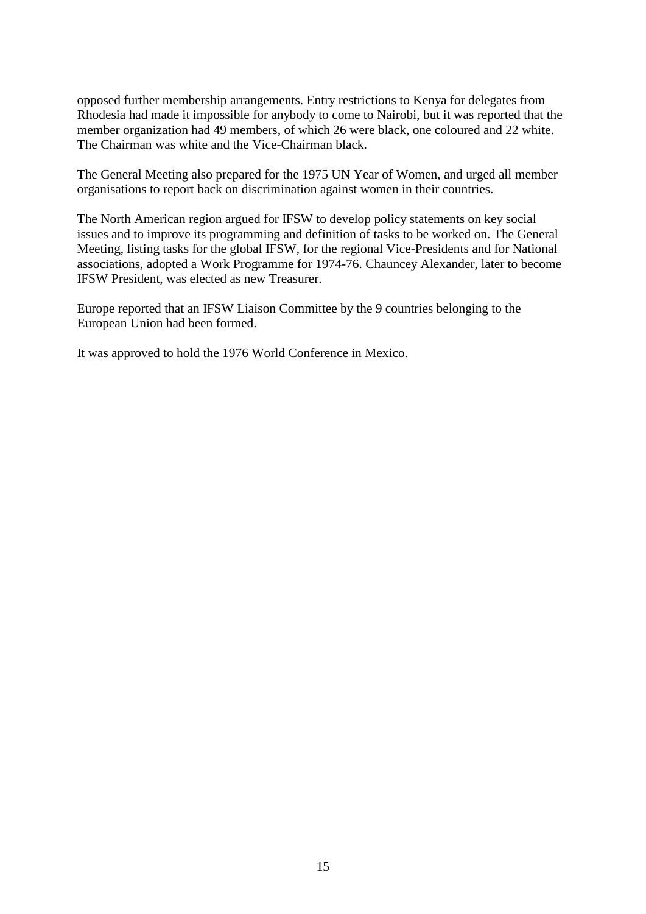opposed further membership arrangements. Entry restrictions to Kenya for delegates from Rhodesia had made it impossible for anybody to come to Nairobi, but it was reported that the member organization had 49 members, of which 26 were black, one coloured and 22 white. The Chairman was white and the Vice-Chairman black.

The General Meeting also prepared for the 1975 UN Year of Women, and urged all member organisations to report back on discrimination against women in their countries.

The North American region argued for IFSW to develop policy statements on key social issues and to improve its programming and definition of tasks to be worked on. The General Meeting, listing tasks for the global IFSW, for the regional Vice-Presidents and for National associations, adopted a Work Programme for 1974-76. Chauncey Alexander, later to become IFSW President, was elected as new Treasurer.

Europe reported that an IFSW Liaison Committee by the 9 countries belonging to the European Union had been formed.

It was approved to hold the 1976 World Conference in Mexico.